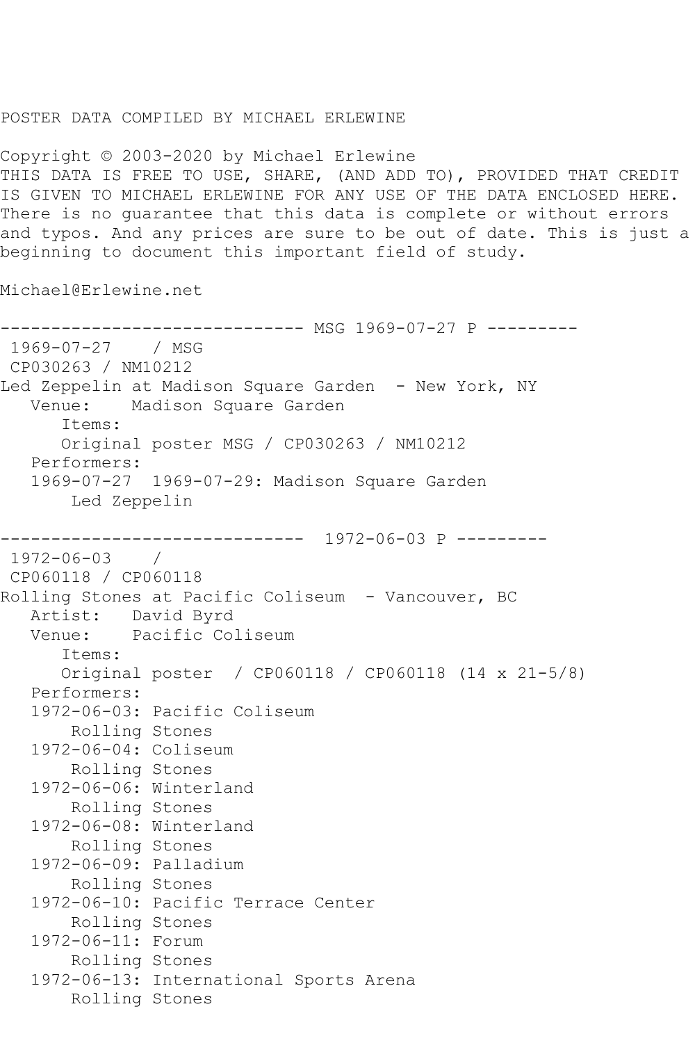POSTER DATA COMPILED BY MICHAEL ERLEWINE

Copyright © 2003-2020 by Michael Erlewine
THIS DATA IS FREE TO USE, SHARE, (AND ADD TO), PROVIDED THAT CREDIT IS GIVEN TO MICHAEL ERLEWINE FOR ANY USE OF THE DATA ENCLOSED HERE. There is no guarantee that this data is complete or without errors and typos. And any prices are sure to be out of date. This is just a beginning to document this important field of study.

Michael@Erlewine.net

```
------------------------------ MSG 1969-07-27 P ---------
 1969-07-27    / MSG
 CP030263 / NM10212
Led Zeppelin at Madison Square Garden  - New York, NY
   Venue:    Madison Square Garden
      Items:
      Original poster MSG / CP030263 / NM10212
   Performers:
   1969-07-27  1969-07-29: Madison Square Garden
       Led Zeppelin

------------------------------  1972-06-03 P ---------
 1972-06-03    /
 CP060118 / CP060118
Rolling Stones at Pacific Coliseum  - Vancouver, BC
   Artist:   David Byrd
   Venue:    Pacific Coliseum
      Items:
      Original poster  / CP060118 / CP060118 (14 x 21-5/8)
   Performers:
   1972-06-03: Pacific Coliseum
       Rolling Stones
   1972-06-04: Coliseum
       Rolling Stones
   1972-06-06: Winterland
       Rolling Stones
   1972-06-08: Winterland
       Rolling Stones
   1972-06-09: Palladium
       Rolling Stones
   1972-06-10: Pacific Terrace Center
       Rolling Stones
   1972-06-11: Forum
       Rolling Stones
   1972-06-13: International Sports Arena
       Rolling Stones
```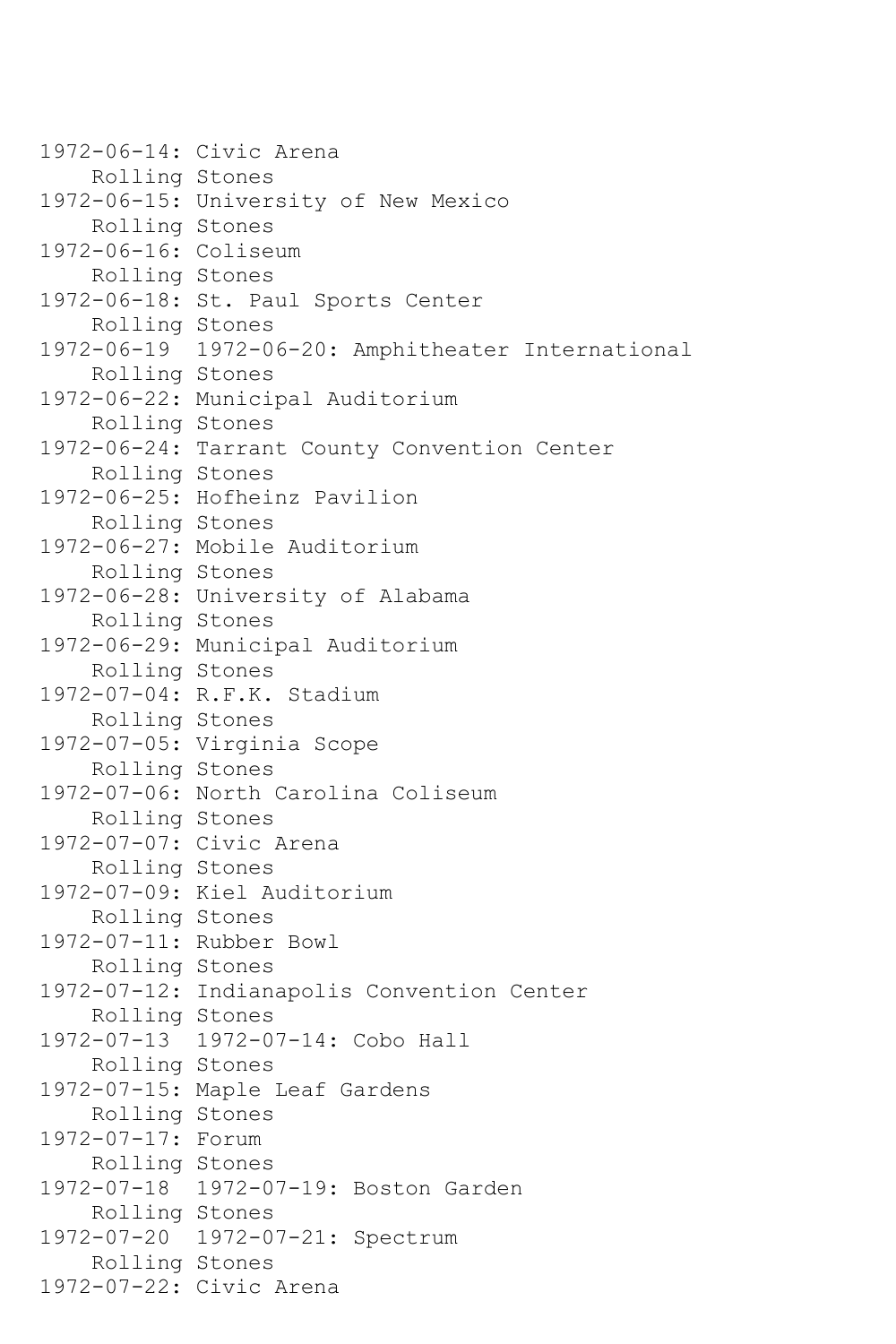1972-06-14: Civic Arena
    Rolling Stones
1972-06-15: University of New Mexico
    Rolling Stones
1972-06-16: Coliseum
    Rolling Stones
1972-06-18: St. Paul Sports Center
    Rolling Stones
1972-06-19  1972-06-20: Amphitheater International
    Rolling Stones
1972-06-22: Municipal Auditorium
    Rolling Stones
1972-06-24: Tarrant County Convention Center
    Rolling Stones
1972-06-25: Hofheinz Pavilion
    Rolling Stones
1972-06-27: Mobile Auditorium
    Rolling Stones
1972-06-28: University of Alabama
    Rolling Stones
1972-06-29: Municipal Auditorium
    Rolling Stones
1972-07-04: R.F.K. Stadium
    Rolling Stones
1972-07-05: Virginia Scope
    Rolling Stones
1972-07-06: North Carolina Coliseum
    Rolling Stones
1972-07-07: Civic Arena
    Rolling Stones
1972-07-09: Kiel Auditorium
    Rolling Stones
1972-07-11: Rubber Bowl
    Rolling Stones
1972-07-12: Indianapolis Convention Center
    Rolling Stones
1972-07-13  1972-07-14: Cobo Hall
    Rolling Stones
1972-07-15: Maple Leaf Gardens
    Rolling Stones
1972-07-17: Forum
    Rolling Stones
1972-07-18  1972-07-19: Boston Garden
    Rolling Stones
1972-07-20  1972-07-21: Spectrum
    Rolling Stones
1972-07-22: Civic Arena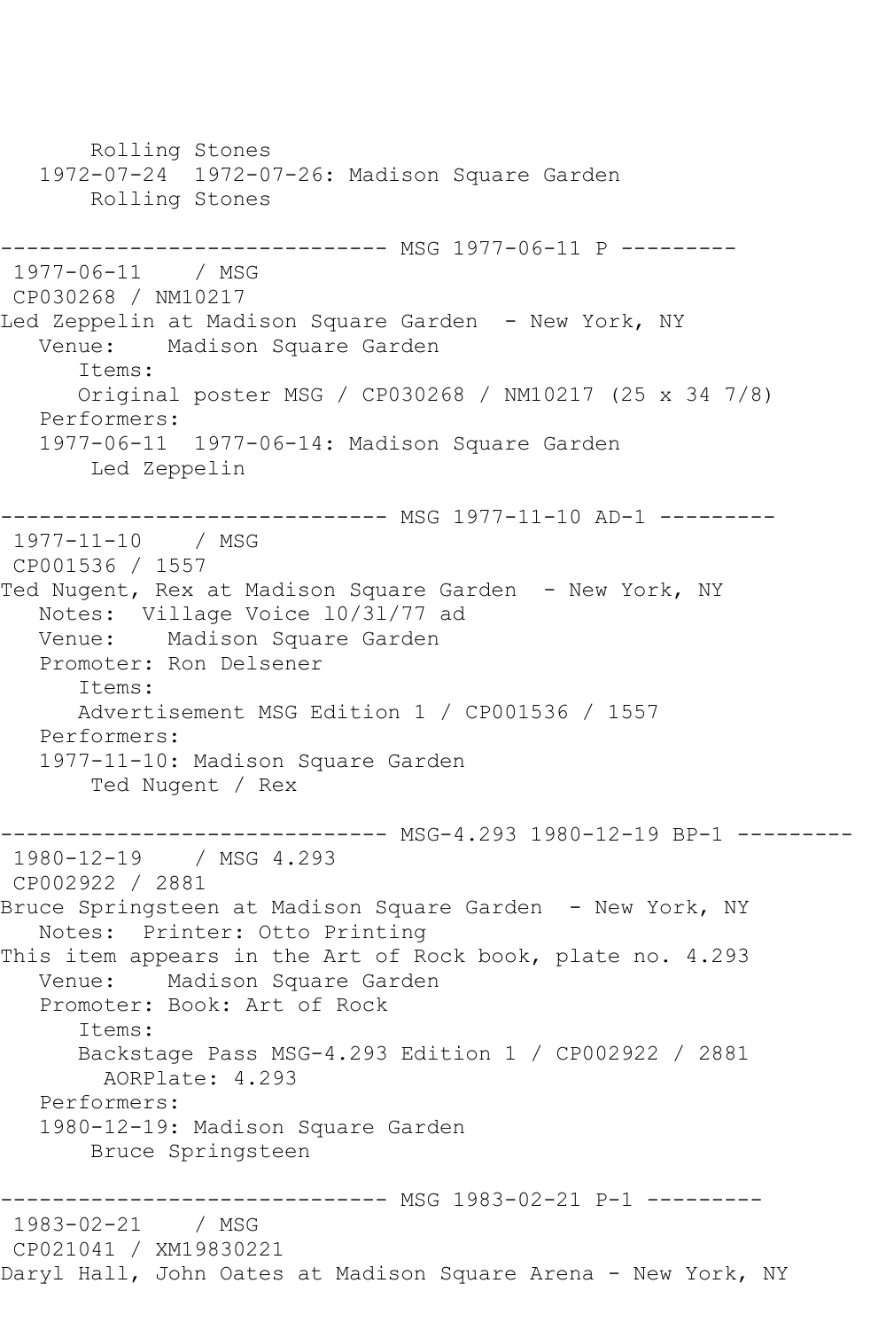```
       Rolling Stones
   1972-07-24  1972-07-26: Madison Square Garden
       Rolling Stones

------------------------------ MSG 1977-06-11 P ---------
 1977-06-11    / MSG
 CP030268 / NM10217
Led Zeppelin at Madison Square Garden  - New York, NY
   Venue:    Madison Square Garden
      Items:
      Original poster MSG / CP030268 / NM10217 (25 x 34 7/8)
   Performers:
   1977-06-11  1977-06-14: Madison Square Garden
       Led Zeppelin

------------------------------ MSG 1977-11-10 AD-1 ---------
 1977-11-10    / MSG
 CP001536 / 1557
Ted Nugent, Rex at Madison Square Garden  - New York, NY
   Notes:  Village Voice 10/31/77 ad
   Venue:    Madison Square Garden
   Promoter: Ron Delsener
      Items:
      Advertisement MSG Edition 1 / CP001536 / 1557
   Performers:
   1977-11-10: Madison Square Garden
       Ted Nugent / Rex

------------------------------ MSG-4.293 1980-12-19 BP-1 ---------
 1980-12-19    / MSG 4.293
 CP002922 / 2881
Bruce Springsteen at Madison Square Garden  - New York, NY
   Notes:  Printer: Otto Printing
This item appears in the Art of Rock book, plate no. 4.293
   Venue:    Madison Square Garden
   Promoter: Book: Art of Rock
      Items:
      Backstage Pass MSG-4.293 Edition 1 / CP002922 / 2881
        AORPlate: 4.293
   Performers:
   1980-12-19: Madison Square Garden
       Bruce Springsteen

------------------------------ MSG 1983-02-21 P-1 ---------
 1983-02-21    / MSG
 CP021041 / XM19830221
Daryl Hall, John Oates at Madison Square Arena - New York, NY
```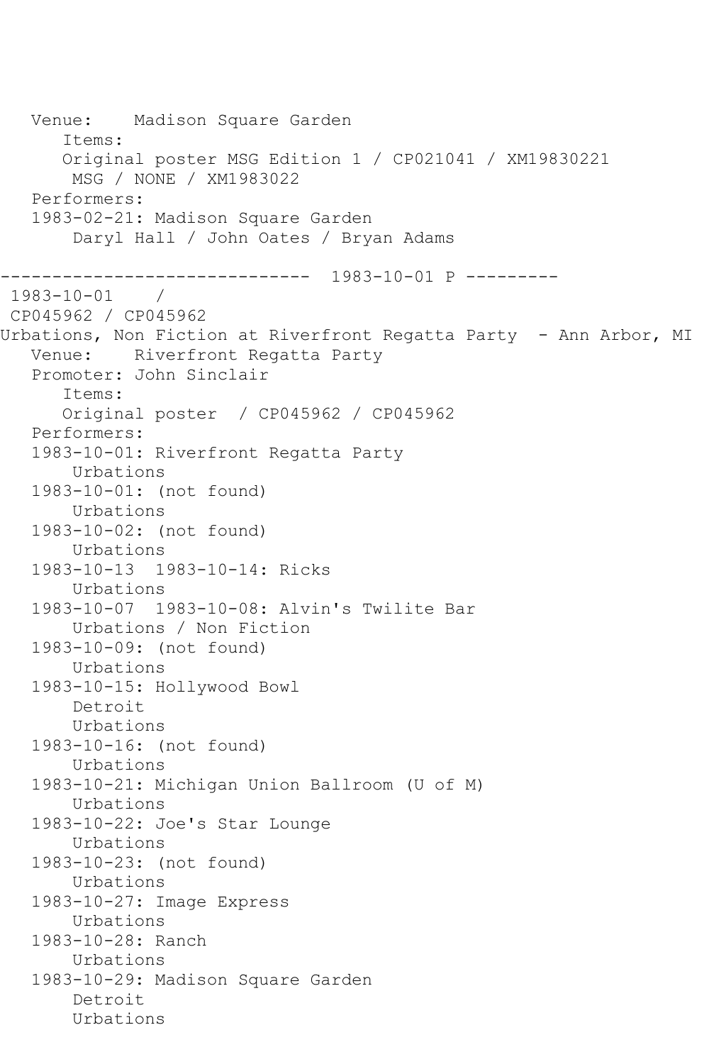```
   Venue:    Madison Square Garden
      Items:
      Original poster MSG Edition 1 / CP021041 / XM19830221
       MSG / NONE / XM1983022
   Performers:
   1983-02-21: Madison Square Garden
       Daryl Hall / John Oates / Bryan Adams

------------------------------  1983-10-01 P ---------
 1983-10-01    /
 CP045962 / CP045962
Urbations, Non Fiction at Riverfront Regatta Party  - Ann Arbor, MI
   Venue:    Riverfront Regatta Party
   Promoter: John Sinclair
      Items:
      Original poster  / CP045962 / CP045962
   Performers:
   1983-10-01: Riverfront Regatta Party
       Urbations
   1983-10-01: (not found)
       Urbations
   1983-10-02: (not found)
       Urbations
   1983-10-13  1983-10-14: Ricks
       Urbations
   1983-10-07  1983-10-08: Alvin's Twilite Bar
       Urbations / Non Fiction
   1983-10-09: (not found)
       Urbations
   1983-10-15: Hollywood Bowl
       Detroit
       Urbations
   1983-10-16: (not found)
       Urbations
   1983-10-21: Michigan Union Ballroom (U of M)
       Urbations
   1983-10-22: Joe's Star Lounge
       Urbations
   1983-10-23: (not found)
       Urbations
   1983-10-27: Image Express
       Urbations
   1983-10-28: Ranch
       Urbations
   1983-10-29: Madison Square Garden
       Detroit
       Urbations
```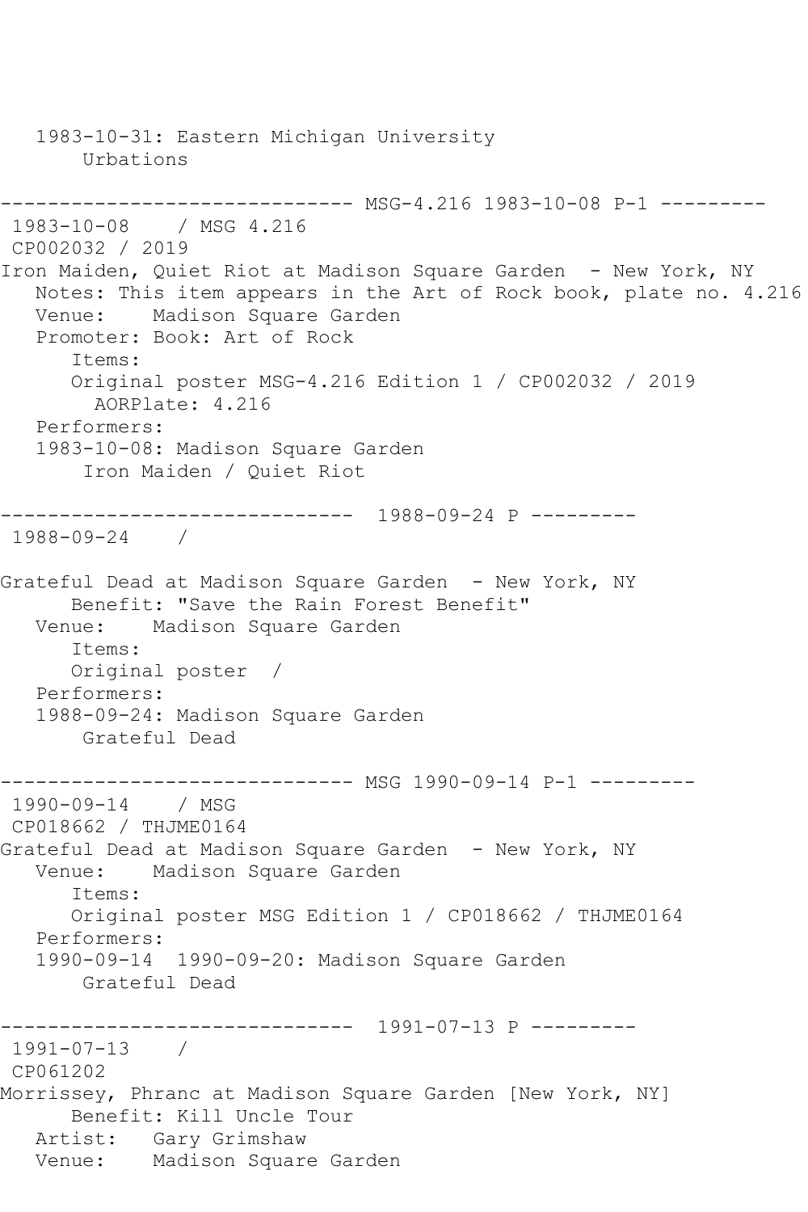1983-10-31: Eastern Michigan University
    Urbations

------------------------------ MSG-4.216 1983-10-08 P-1 ---------

1983-10-08 / MSG 4.216
CP002032 / 2019
Iron Maiden, Quiet Riot at Madison Square Garden - New York, NY
Notes: This item appears in the Art of Rock book, plate no. 4.216
Venue: Madison Square Garden
Promoter: Book: Art of Rock
Items:
Original poster MSG-4.216 Edition 1 / CP002032 / 2019
AORPlate: 4.216
Performers:
1983-10-08: Madison Square Garden
    Iron Maiden / Quiet Riot

------------------------------ 1988-09-24 P ---------

1988-09-24 /

Grateful Dead at Madison Square Garden - New York, NY
Benefit: "Save the Rain Forest Benefit"
Venue: Madison Square Garden
Items:
Original poster /
Performers:
1988-09-24: Madison Square Garden
    Grateful Dead

------------------------------ MSG 1990-09-14 P-1 ---------

1990-09-14 / MSG
CP018662 / THJME0164
Grateful Dead at Madison Square Garden - New York, NY
Venue: Madison Square Garden
Items:
Original poster MSG Edition 1 / CP018662 / THJME0164
Performers:
1990-09-14 1990-09-20: Madison Square Garden
    Grateful Dead

------------------------------ 1991-07-13 P ---------

1991-07-13 /
CP061202
Morrissey, Phranc at Madison Square Garden [New York, NY]
Benefit: Kill Uncle Tour
Artist: Gary Grimshaw
Venue: Madison Square Garden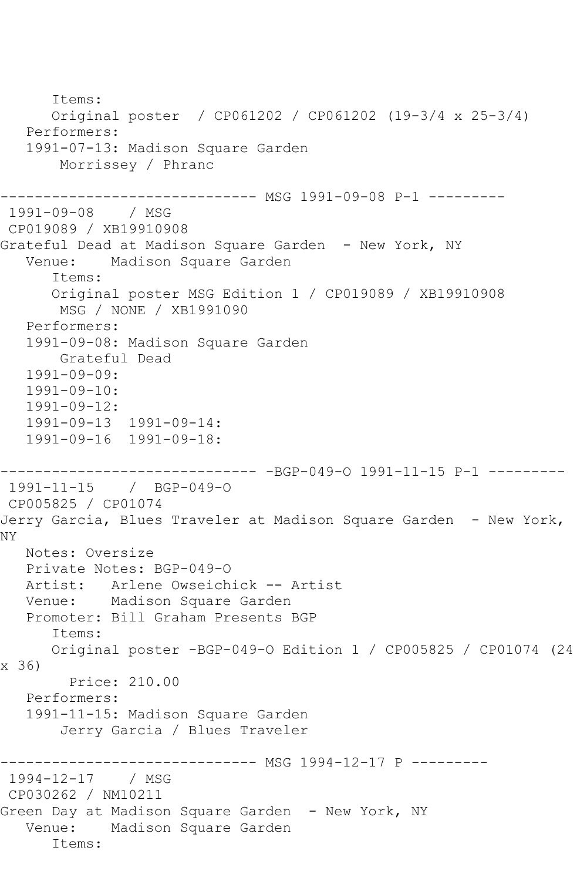```
      Items:
      Original poster  / CP061202 / CP061202 (19-3/4 x 25-3/4)
   Performers:
   1991-07-13: Madison Square Garden
       Morrissey / Phranc

------------------------------ MSG 1991-09-08 P-1 ---------
 1991-09-08    / MSG
 CP019089 / XB19910908
Grateful Dead at Madison Square Garden  - New York, NY
   Venue:    Madison Square Garden
      Items:
      Original poster MSG Edition 1 / CP019089 / XB19910908
       MSG / NONE / XB1991090
   Performers:
   1991-09-08: Madison Square Garden
       Grateful Dead
   1991-09-09:
   1991-09-10:
   1991-09-12:
   1991-09-13  1991-09-14:
   1991-09-16  1991-09-18:

------------------------------ -BGP-049-O 1991-11-15 P-1 ---------
 1991-11-15    /  BGP-049-O
 CP005825 / CP01074
Jerry Garcia, Blues Traveler at Madison Square Garden  - New York,
NY
   Notes: Oversize
   Private Notes: BGP-049-O
   Artist:   Arlene Owseichick -- Artist
   Venue:    Madison Square Garden
   Promoter: Bill Graham Presents BGP
      Items:
      Original poster -BGP-049-O Edition 1 / CP005825 / CP01074 (24
x 36)
        Price: 210.00
   Performers:
   1991-11-15: Madison Square Garden
       Jerry Garcia / Blues Traveler

------------------------------ MSG 1994-12-17 P ---------
 1994-12-17    / MSG
 CP030262 / NM10211
Green Day at Madison Square Garden  - New York, NY
   Venue:    Madison Square Garden
      Items:
```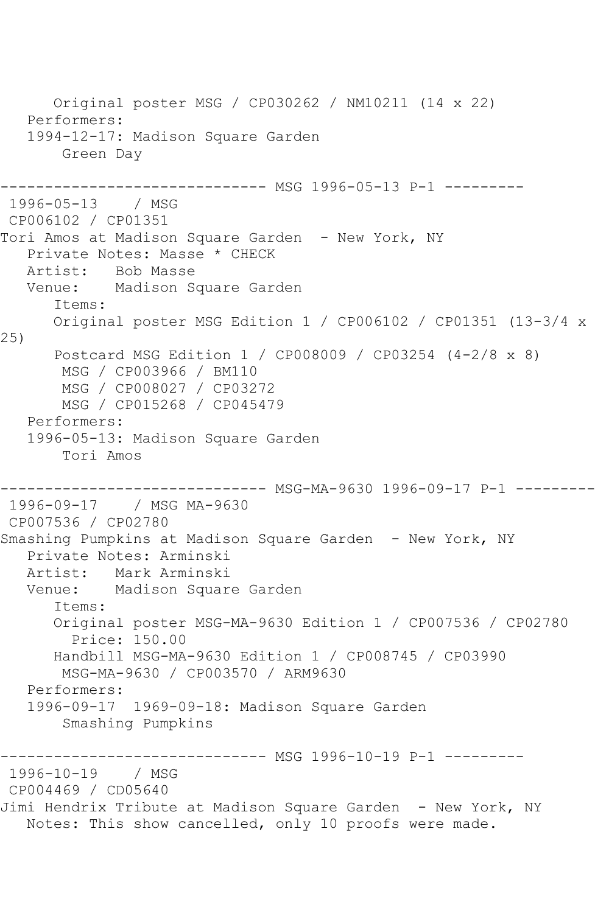Original poster MSG / CP030262 / NM10211 (14 x 22)

Performers:

1994-12-17: Madison Square Garden

Green Day

------------------------------ MSG 1996-05-13 P-1 ---------

1996-05-13 / MSG

CP006102 / CP01351

Tori Amos at Madison Square Garden - New York, NY

Private Notes: Masse * CHECK

Artist: Bob Masse

Venue: Madison Square Garden

Items:

Original poster MSG Edition 1 / CP006102 / CP01351 (13-3/4 x 25)

Postcard MSG Edition 1 / CP008009 / CP03254 (4-2/8 x 8)

MSG / CP003966 / BM110

MSG / CP008027 / CP03272

MSG / CP015268 / CP045479

Performers:

1996-05-13: Madison Square Garden

Tori Amos

------------------------------ MSG-MA-9630 1996-09-17 P-1 ---------

1996-09-17 / MSG MA-9630

CP007536 / CP02780

Smashing Pumpkins at Madison Square Garden - New York, NY

Private Notes: Arminski

Artist: Mark Arminski

Venue: Madison Square Garden

Items:

Original poster MSG-MA-9630 Edition 1 / CP007536 / CP02780

Price: 150.00

Handbill MSG-MA-9630 Edition 1 / CP008745 / CP03990

MSG-MA-9630 / CP003570 / ARM9630

Performers:

1996-09-17 1969-09-18: Madison Square Garden

Smashing Pumpkins

------------------------------ MSG 1996-10-19 P-1 ---------

1996-10-19 / MSG

CP004469 / CD05640

Jimi Hendrix Tribute at Madison Square Garden - New York, NY

Notes: This show cancelled, only 10 proofs were made.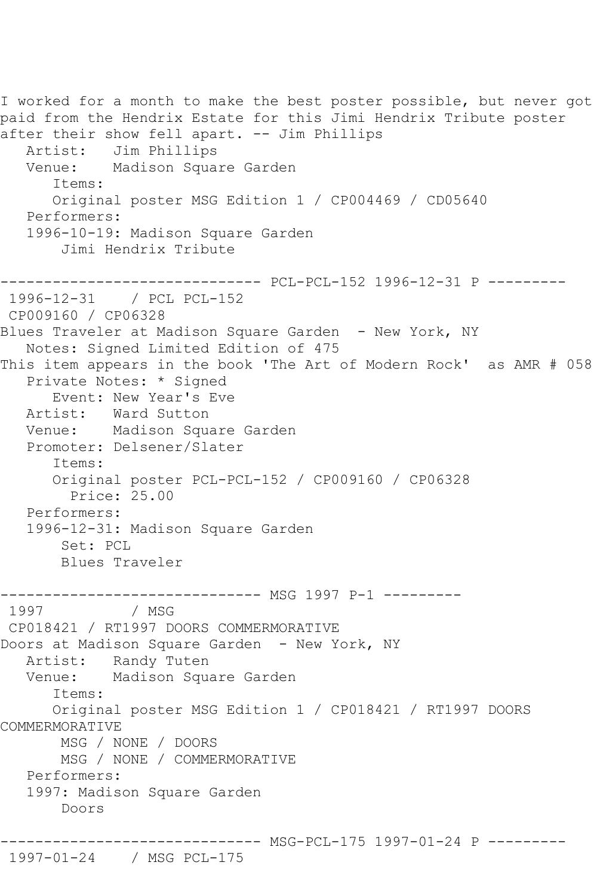I worked for a month to make the best poster possible, but never got paid from the Hendrix Estate for this Jimi Hendrix Tribute poster after their show fell apart. -- Jim Phillips

```
   Artist:   Jim Phillips
   Venue:    Madison Square Garden
      Items:
      Original poster MSG Edition 1 / CP004469 / CD05640
   Performers:
   1996-10-19: Madison Square Garden
       Jimi Hendrix Tribute
```

------------------------------ PCL-PCL-152 1996-12-31 P ---------

```
 1996-12-31    / PCL PCL-152
 CP009160 / CP06328
Blues Traveler at Madison Square Garden  - New York, NY
   Notes: Signed Limited Edition of 475
This item appears in the book 'The Art of Modern Rock'  as AMR # 058
   Private Notes: * Signed
      Event: New Year's Eve
   Artist:   Ward Sutton
   Venue:    Madison Square Garden
   Promoter: Delsener/Slater
      Items:
      Original poster PCL-PCL-152 / CP009160 / CP06328
        Price: 25.00
   Performers:
   1996-12-31: Madison Square Garden
       Set: PCL
       Blues Traveler
```

------------------------------ MSG 1997 P-1 ---------

```
 1997          / MSG
 CP018421 / RT1997 DOORS COMMERMORATIVE
Doors at Madison Square Garden  - New York, NY
   Artist:   Randy Tuten
   Venue:    Madison Square Garden
      Items:
      Original poster MSG Edition 1 / CP018421 / RT1997 DOORS
COMMERMORATIVE
       MSG / NONE / DOORS
       MSG / NONE / COMMERMORATIVE
   Performers:
   1997: Madison Square Garden
       Doors
```

------------------------------ MSG-PCL-175 1997-01-24 P ---------

```
 1997-01-24    / MSG PCL-175
```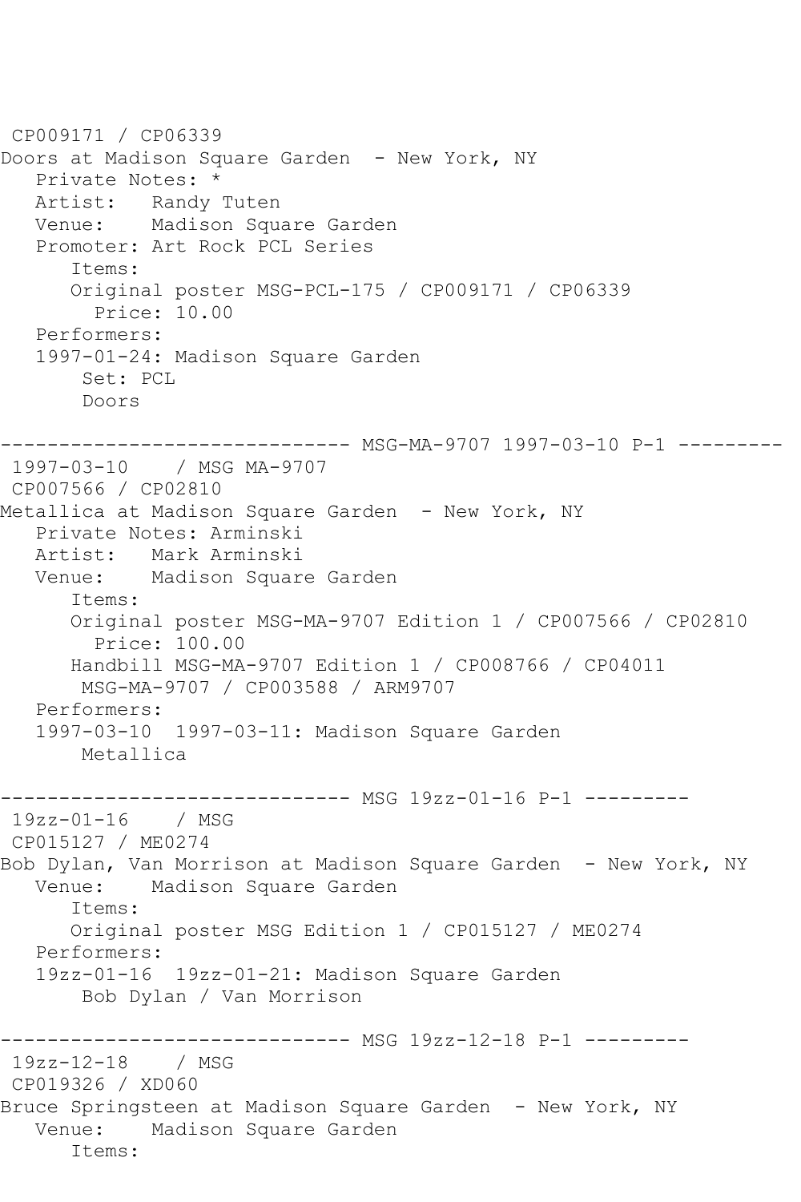CP009171 / CP06339
Doors at Madison Square Garden  - New York, NY
   Private Notes: *
   Artist:   Randy Tuten
   Venue:    Madison Square Garden
   Promoter: Art Rock PCL Series
      Items:
      Original poster MSG-PCL-175 / CP009171 / CP06339
        Price: 10.00
   Performers:
   1997-01-24: Madison Square Garden
       Set: PCL
       Doors

------------------------------ MSG-MA-9707 1997-03-10 P-1 ---------
 1997-03-10    / MSG MA-9707
 CP007566 / CP02810
Metallica at Madison Square Garden  - New York, NY
   Private Notes: Arminski
   Artist:   Mark Arminski
   Venue:    Madison Square Garden
      Items:
      Original poster MSG-MA-9707 Edition 1 / CP007566 / CP02810
        Price: 100.00
      Handbill MSG-MA-9707 Edition 1 / CP008766 / CP04011
       MSG-MA-9707 / CP003588 / ARM9707
   Performers:
   1997-03-10  1997-03-11: Madison Square Garden
       Metallica

------------------------------ MSG 19zz-01-16 P-1 ---------
 19zz-01-16    / MSG
 CP015127 / ME0274
Bob Dylan, Van Morrison at Madison Square Garden  - New York, NY
   Venue:    Madison Square Garden
      Items:
      Original poster MSG Edition 1 / CP015127 / ME0274
   Performers:
   19zz-01-16  19zz-01-21: Madison Square Garden
       Bob Dylan / Van Morrison

------------------------------ MSG 19zz-12-18 P-1 ---------
 19zz-12-18    / MSG
 CP019326 / XD060
Bruce Springsteen at Madison Square Garden  - New York, NY
   Venue:    Madison Square Garden
      Items: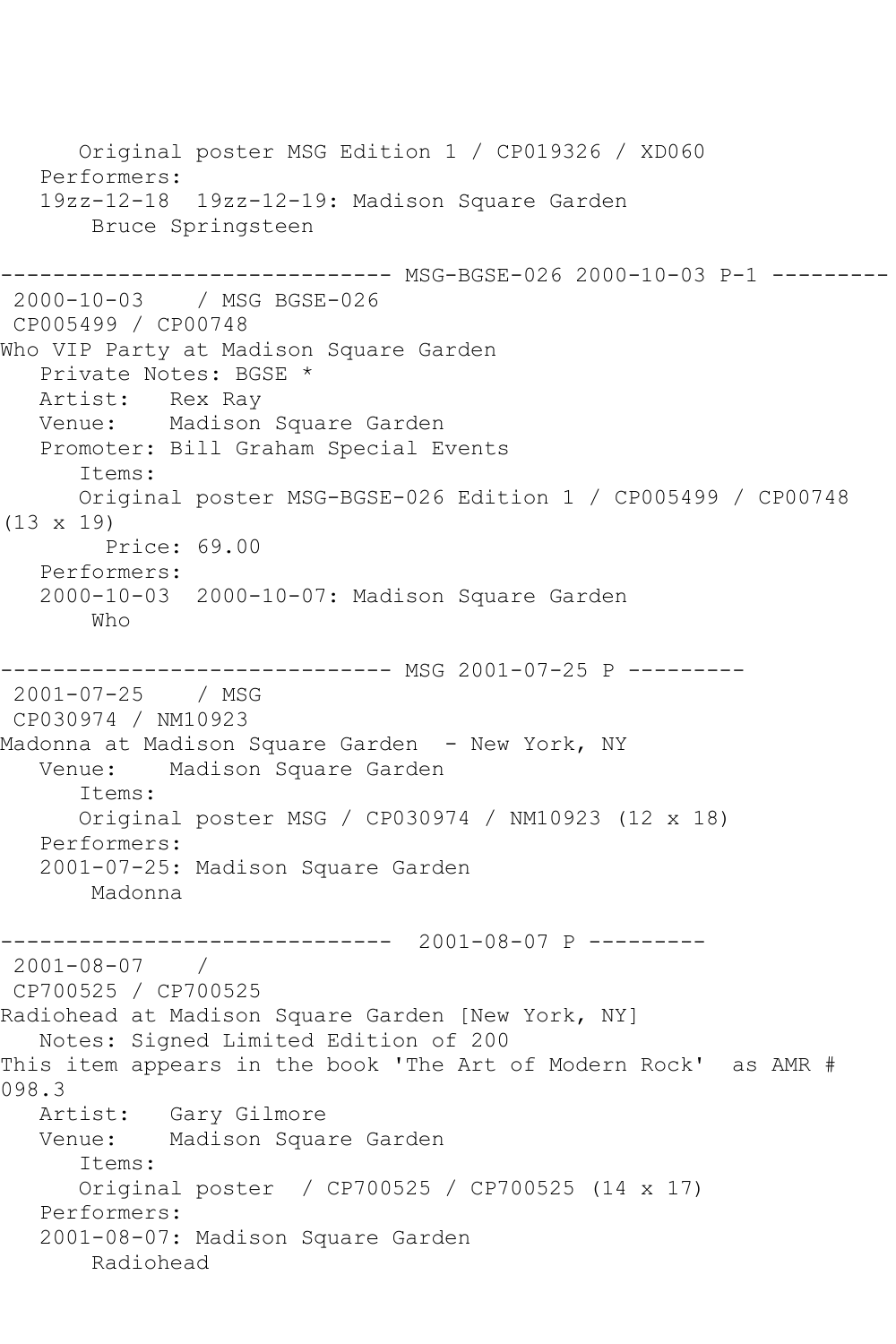Original poster MSG Edition 1 / CP019326 / XD060
Performers:
19zz-12-18 19zz-12-19: Madison Square Garden
Bruce Springsteen

------------------------------ MSG-BGSE-026 2000-10-03 P-1 ---------

2000-10-03 / MSG BGSE-026
CP005499 / CP00748
Who VIP Party at Madison Square Garden
Private Notes: BGSE *
Artist: Rex Ray
Venue: Madison Square Garden
Promoter: Bill Graham Special Events
Items:
Original poster MSG-BGSE-026 Edition 1 / CP005499 / CP00748 (13 x 19)
Price: 69.00
Performers:
2000-10-03 2000-10-07: Madison Square Garden
Who

------------------------------ MSG 2001-07-25 P ---------

2001-07-25 / MSG
CP030974 / NM10923
Madonna at Madison Square Garden - New York, NY
Venue: Madison Square Garden
Items:
Original poster MSG / CP030974 / NM10923 (12 x 18)
Performers:
2001-07-25: Madison Square Garden
Madonna

------------------------------ 2001-08-07 P ---------

2001-08-07 /
CP700525 / CP700525
Radiohead at Madison Square Garden [New York, NY]
Notes: Signed Limited Edition of 200
This item appears in the book 'The Art of Modern Rock' as AMR # 098.3
Artist: Gary Gilmore
Venue: Madison Square Garden
Items:
Original poster / CP700525 / CP700525 (14 x 17)
Performers:
2001-08-07: Madison Square Garden
Radiohead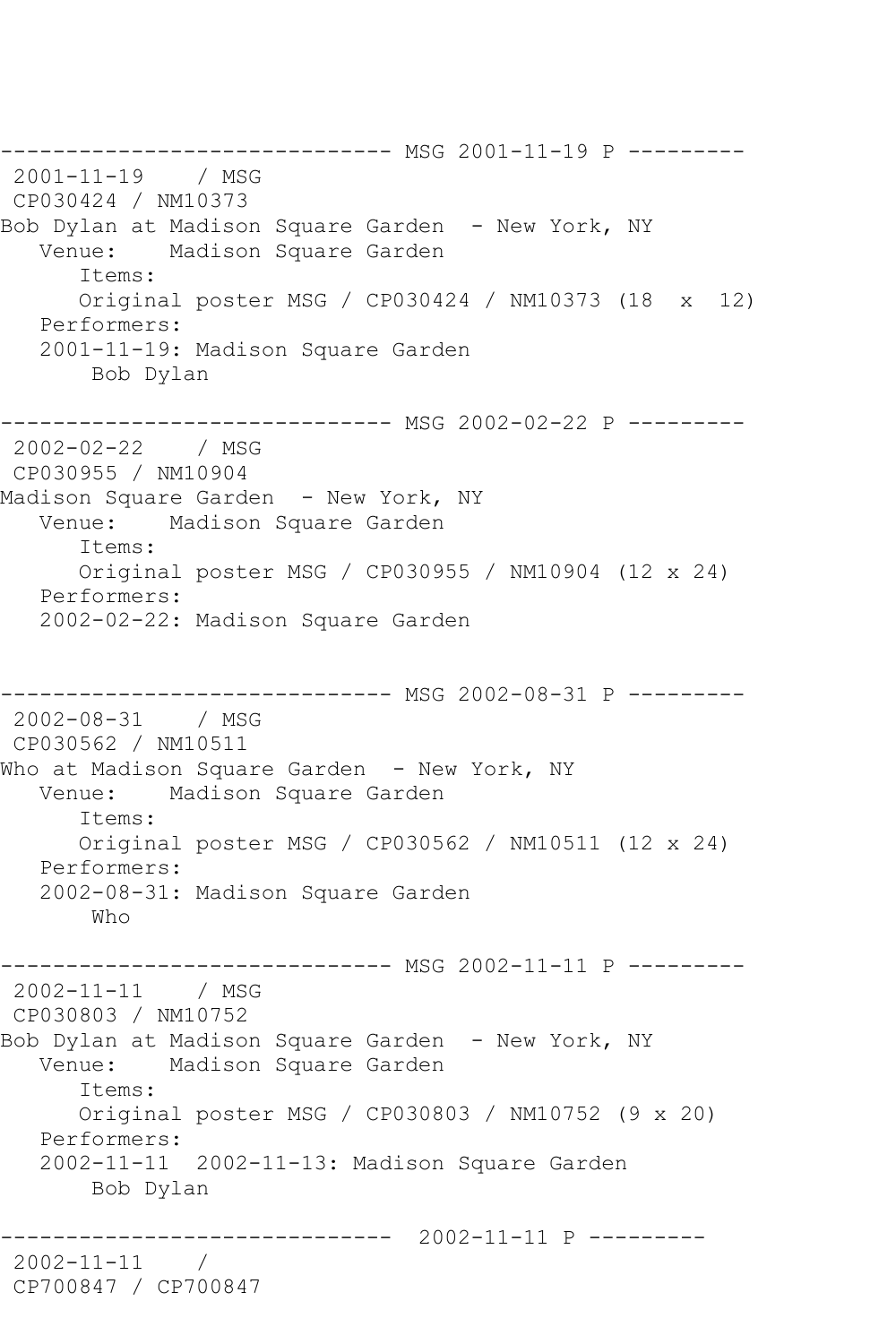```
------------------------------ MSG 2001-11-19 P ---------
 2001-11-19    / MSG
 CP030424 / NM10373
Bob Dylan at Madison Square Garden  - New York, NY
   Venue:    Madison Square Garden
      Items:
      Original poster MSG / CP030424 / NM10373 (18  x  12)
   Performers:
   2001-11-19: Madison Square Garden
       Bob Dylan

------------------------------ MSG 2002-02-22 P ---------
 2002-02-22    / MSG
 CP030955 / NM10904
Madison Square Garden  - New York, NY
   Venue:    Madison Square Garden
      Items:
      Original poster MSG / CP030955 / NM10904 (12 x 24)
   Performers:
   2002-02-22: Madison Square Garden


------------------------------ MSG 2002-08-31 P ---------
 2002-08-31    / MSG
 CP030562 / NM10511
Who at Madison Square Garden  - New York, NY
   Venue:    Madison Square Garden
      Items:
      Original poster MSG / CP030562 / NM10511 (12 x 24)
   Performers:
   2002-08-31: Madison Square Garden
       Who

------------------------------ MSG 2002-11-11 P ---------
 2002-11-11    / MSG
 CP030803 / NM10752
Bob Dylan at Madison Square Garden  - New York, NY
   Venue:    Madison Square Garden
      Items:
      Original poster MSG / CP030803 / NM10752 (9 x 20)
   Performers:
   2002-11-11  2002-11-13: Madison Square Garden
       Bob Dylan

------------------------------  2002-11-11 P ---------
 2002-11-11    /
 CP700847 / CP700847
```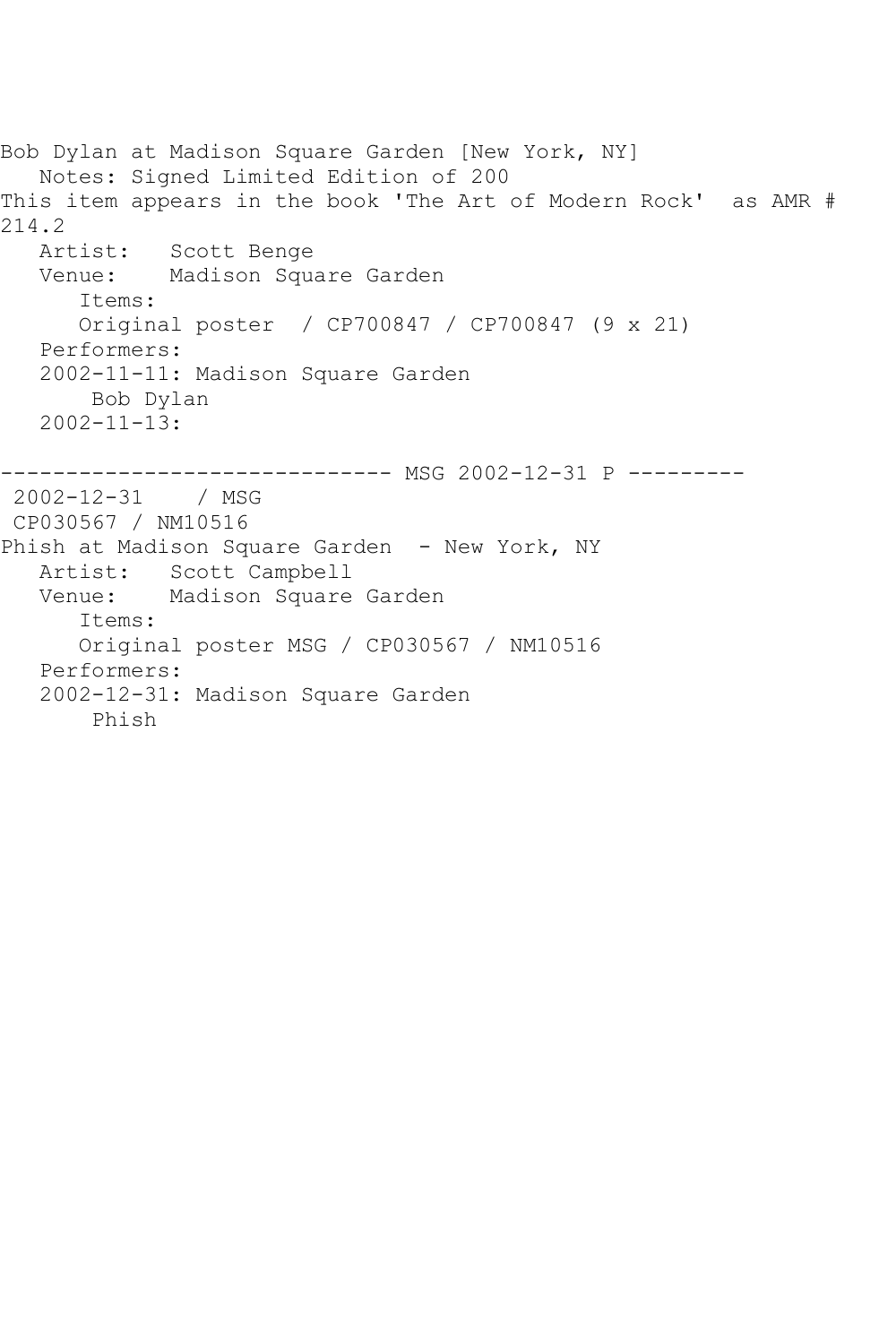Bob Dylan at Madison Square Garden [New York, NY]
   Notes: Signed Limited Edition of 200
This item appears in the book 'The Art of Modern Rock'  as AMR # 214.2
   Artist:   Scott Benge
   Venue:    Madison Square Garden
      Items:
      Original poster  / CP700847 / CP700847 (9 x 21)
   Performers:
   2002-11-11: Madison Square Garden
       Bob Dylan
   2002-11-13:

------------------------------ MSG 2002-12-31 P ---------
 2002-12-31    / MSG
 CP030567 / NM10516
Phish at Madison Square Garden  - New York, NY
   Artist:   Scott Campbell
   Venue:    Madison Square Garden
      Items:
      Original poster MSG / CP030567 / NM10516
   Performers:
   2002-12-31: Madison Square Garden
       Phish